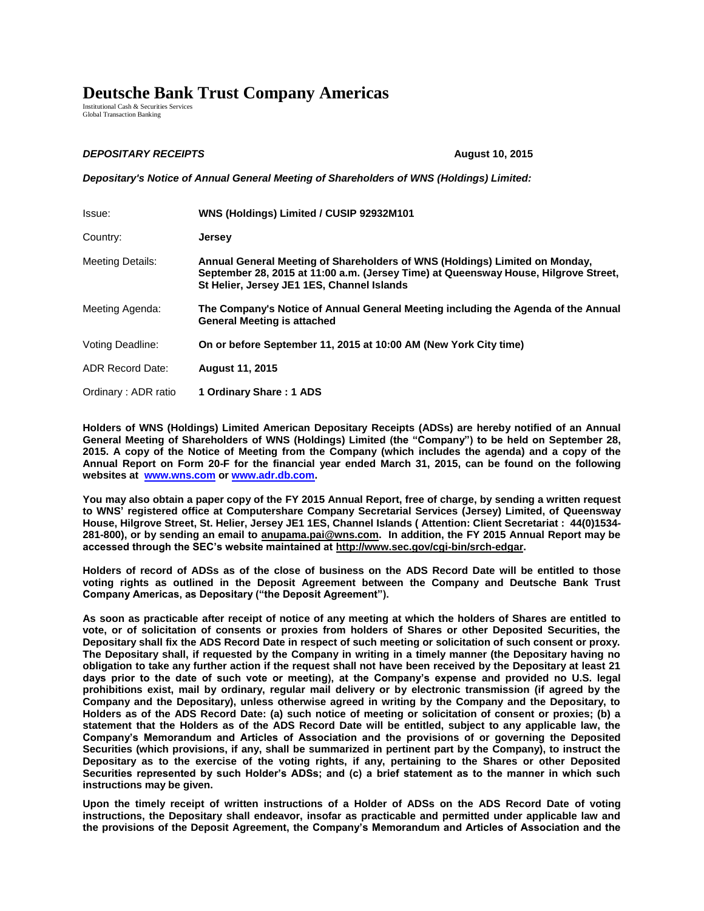# Deutsche Bank Trust Company Americas

Institutional Cash & Securities Services
Global Transaction Banking

***DEPOSITARY RECEIPTS*** **August 10, 2015**

***Depositary's Notice of Annual General Meeting of Shareholders of WNS (Holdings) Limited:***

| | |
|---|---|
| Issue: | **WNS (Holdings) Limited / CUSIP 92932M101** |
| Country: | **Jersey** |
| Meeting Details: | **Annual General Meeting of Shareholders of WNS (Holdings) Limited on Monday, September 28, 2015 at 11:00 a.m. (Jersey Time) at Queensway House, Hilgrove Street, St Helier, Jersey JE1 1ES, Channel Islands** |
| Meeting Agenda: | **The Company's Notice of Annual General Meeting including the Agenda of the Annual General Meeting is attached** |
| Voting Deadline: | **On or before September 11, 2015 at 10:00 AM (New York City time)** |
| ADR Record Date: | **August 11, 2015** |
| Ordinary : ADR ratio | **1 Ordinary Share : 1 ADS** |

**Holders of WNS (Holdings) Limited American Depositary Receipts (ADSs) are hereby notified of an Annual General Meeting of Shareholders of WNS (Holdings) Limited (the "Company") to be held on September 28, 2015. A copy of the Notice of Meeting from the Company (which includes the agenda) and a copy of the Annual Report on Form 20-F for the financial year ended March 31, 2015, can be found on the following websites at www.wns.com or www.adr.db.com.**

**You may also obtain a paper copy of the FY 2015 Annual Report, free of charge, by sending a written request to WNS' registered office at Computershare Company Secretarial Services (Jersey) Limited, of Queensway House, Hilgrove Street, St. Helier, Jersey JE1 1ES, Channel Islands ( Attention: Client Secretariat : 44(0)1534-281-800), or by sending an email to anupama.pai@wns.com. In addition, the FY 2015 Annual Report may be accessed through the SEC's website maintained at http://www.sec.gov/cgi-bin/srch-edgar.**

**Holders of record of ADSs as of the close of business on the ADS Record Date will be entitled to those voting rights as outlined in the Deposit Agreement between the Company and Deutsche Bank Trust Company Americas, as Depositary ("the Deposit Agreement").**

**As soon as practicable after receipt of notice of any meeting at which the holders of Shares are entitled to vote, or of solicitation of consents or proxies from holders of Shares or other Deposited Securities, the Depositary shall fix the ADS Record Date in respect of such meeting or solicitation of such consent or proxy. The Depositary shall, if requested by the Company in writing in a timely manner (the Depositary having no obligation to take any further action if the request shall not have been received by the Depositary at least 21 days prior to the date of such vote or meeting), at the Company's expense and provided no U.S. legal prohibitions exist, mail by ordinary, regular mail delivery or by electronic transmission (if agreed by the Company and the Depositary), unless otherwise agreed in writing by the Company and the Depositary, to Holders as of the ADS Record Date: (a) such notice of meeting or solicitation of consent or proxies; (b) a statement that the Holders as of the ADS Record Date will be entitled, subject to any applicable law, the Company's Memorandum and Articles of Association and the provisions of or governing the Deposited Securities (which provisions, if any, shall be summarized in pertinent part by the Company), to instruct the Depositary as to the exercise of the voting rights, if any, pertaining to the Shares or other Deposited Securities represented by such Holder's ADSs; and (c) a brief statement as to the manner in which such instructions may be given.**

**Upon the timely receipt of written instructions of a Holder of ADSs on the ADS Record Date of voting instructions, the Depositary shall endeavor, insofar as practicable and permitted under applicable law and the provisions of the Deposit Agreement, the Company's Memorandum and Articles of Association and the**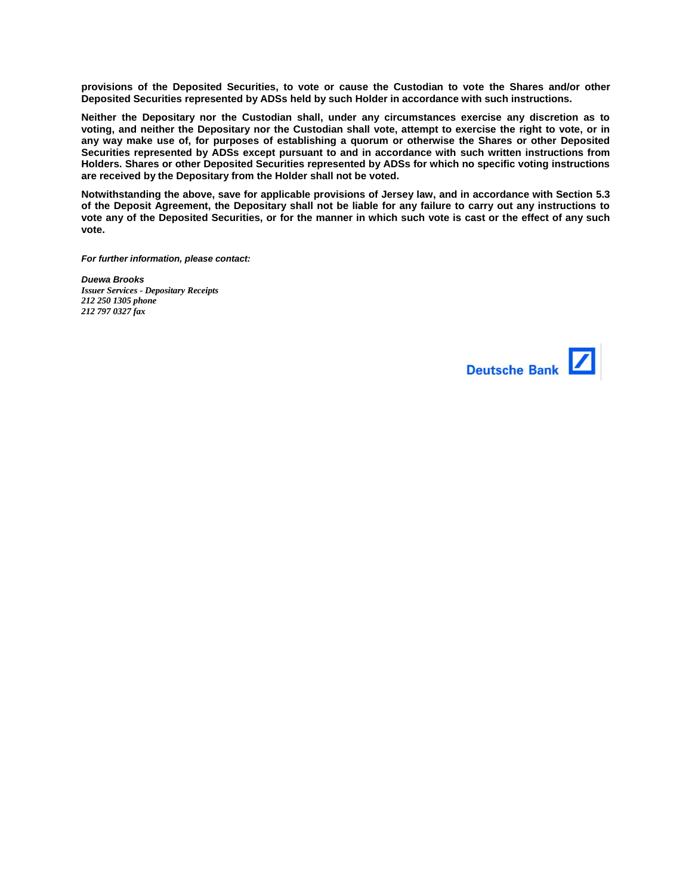**provisions of the Deposited Securities, to vote or cause the Custodian to vote the Shares and/or other Deposited Securities represented by ADSs held by such Holder in accordance with such instructions.**

**Neither the Depositary nor the Custodian shall, under any circumstances exercise any discretion as to voting, and neither the Depositary nor the Custodian shall vote, attempt to exercise the right to vote, or in any way make use of, for purposes of establishing a quorum or otherwise the Shares or other Deposited Securities represented by ADSs except pursuant to and in accordance with such written instructions from Holders. Shares or other Deposited Securities represented by ADSs for which no specific voting instructions are received by the Depositary from the Holder shall not be voted.**

**Notwithstanding the above, save for applicable provisions of Jersey law, and in accordance with Section 5.3 of the Deposit Agreement, the Depositary shall not be liable for any failure to carry out any instructions to vote any of the Deposited Securities, or for the manner in which such vote is cast or the effect of any such vote.**

***For further information, please contact:***

***Duewa Brooks***
***Issuer Services - Depositary Receipts***
***212 250 1305 phone***
***212 797 0327 fax***

Deutsche Bank